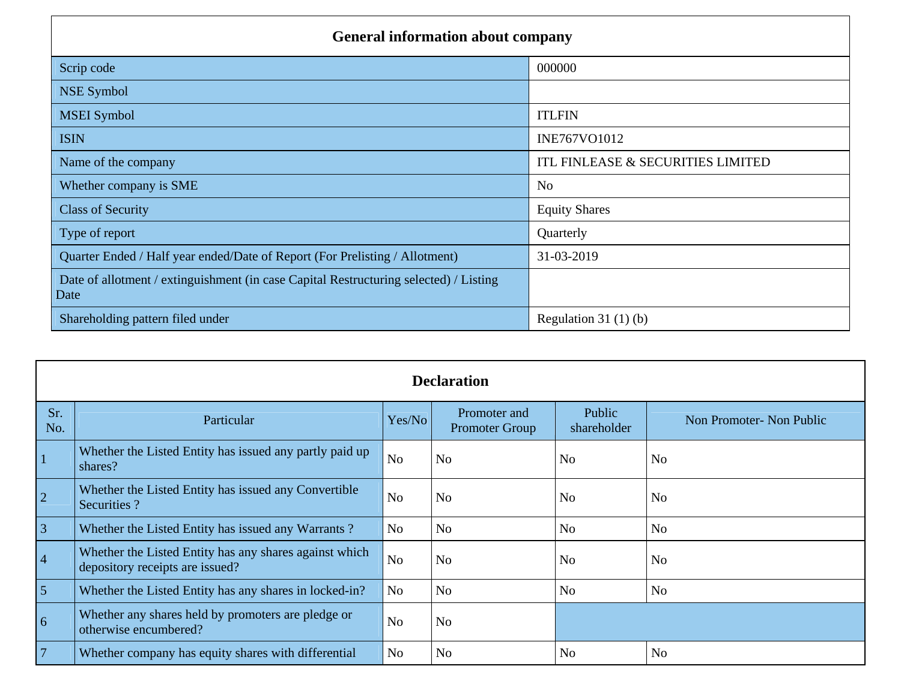## General information about company

| | |
|---|---|
| Scrip code | 000000 |
| NSE Symbol | |
| MSEI Symbol | ITLFIN |
| ISIN | INE767VO1012 |
| Name of the company | ITL FINLEASE & SECURITIES LIMITED |
| Whether company is SME | No |
| Class of Security | Equity Shares |
| Type of report | Quarterly |
| Quarter Ended / Half year ended/Date of Report (For Prelisting / Allotment) | 31-03-2019 |
| Date of allotment / extinguishment (in case Capital Restructuring selected) / Listing Date | |
| Shareholding pattern filed under | Regulation 31 (1) (b) |

## Declaration

| Sr. No. | Particular | Yes/No | Promoter and Promoter Group | Public shareholder | Non Promoter- Non Public |
|---|---|---|---|---|---|
| 1 | Whether the Listed Entity has issued any partly paid up shares? | No | No | No | No |
| 2 | Whether the Listed Entity has issued any Convertible Securities ? | No | No | No | No |
| 3 | Whether the Listed Entity has issued any Warrants ? | No | No | No | No |
| 4 | Whether the Listed Entity has any shares against which depository receipts are issued? | No | No | No | No |
| 5 | Whether the Listed Entity has any shares in locked-in? | No | No | No | No |
| 6 | Whether any shares held by promoters are pledge or otherwise encumbered? | No | No | | |
| 7 | Whether company has equity shares with differential | No | No | No | No |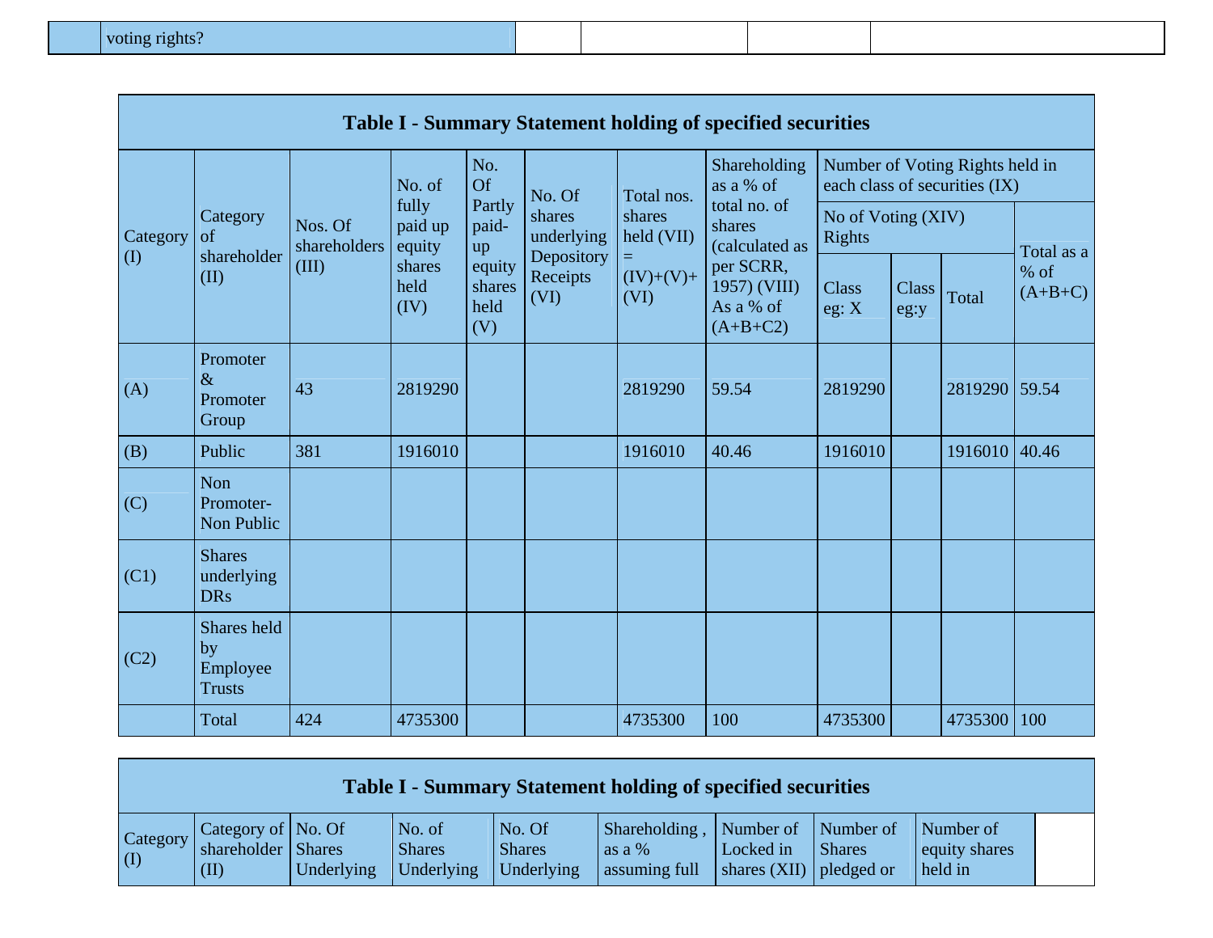| | voting rights? | | | | |
|---|---|---|---|---|---|

## Table I - Summary Statement holding of specified securities

| Category (I) | Category of shareholder (II) | Nos. Of shareholders (III) | No. of fully paid up equity shares held (IV) | No. Of Partly paid-up equity shares held (V) | No. Of shares underlying Depository Receipts (VI) | Total nos. shares held (VII) = (IV)+(V)+ (VI) | Shareholding as a % of total no. of shares (calculated as per SCRR, 1957) (VIII) As a % of (A+B+C2) | Number of Voting Rights held in each class of securities (IX) | | | |
|---|---|---|---|---|---|---|---|---|---|---|---|
| | | | | | | | | No of Voting (XIV) Rights | | | Total as a % of (A+B+C) |
| | | | | | | | | Class eg: X | Class eg:y | Total | |
| (A) | Promoter & Promoter Group | 43 | 2819290 | | | 2819290 | 59.54 | 2819290 | | 2819290 | 59.54 |
| (B) | Public | 381 | 1916010 | | | 1916010 | 40.46 | 1916010 | | 1916010 | 40.46 |
| (C) | Non Promoter- Non Public | | | | | | | | | | |
| (C1) | Shares underlying DRs | | | | | | | | | | |
| (C2) | Shares held by Employee Trusts | | | | | | | | | | |
| | Total | 424 | 4735300 | | | 4735300 | 100 | 4735300 | | 4735300 | 100 |

## Table I - Summary Statement holding of specified securities

| Category (I) | Category of shareholder (II) | No. Of Shares Underlying | No. of Shares Underlying | No. Of Shares Underlying | Shareholding , as a % assuming full | Number of Locked in shares (XII) | Number of Shares pledged or | Number of equity shares held in |
|---|---|---|---|---|---|---|---|---|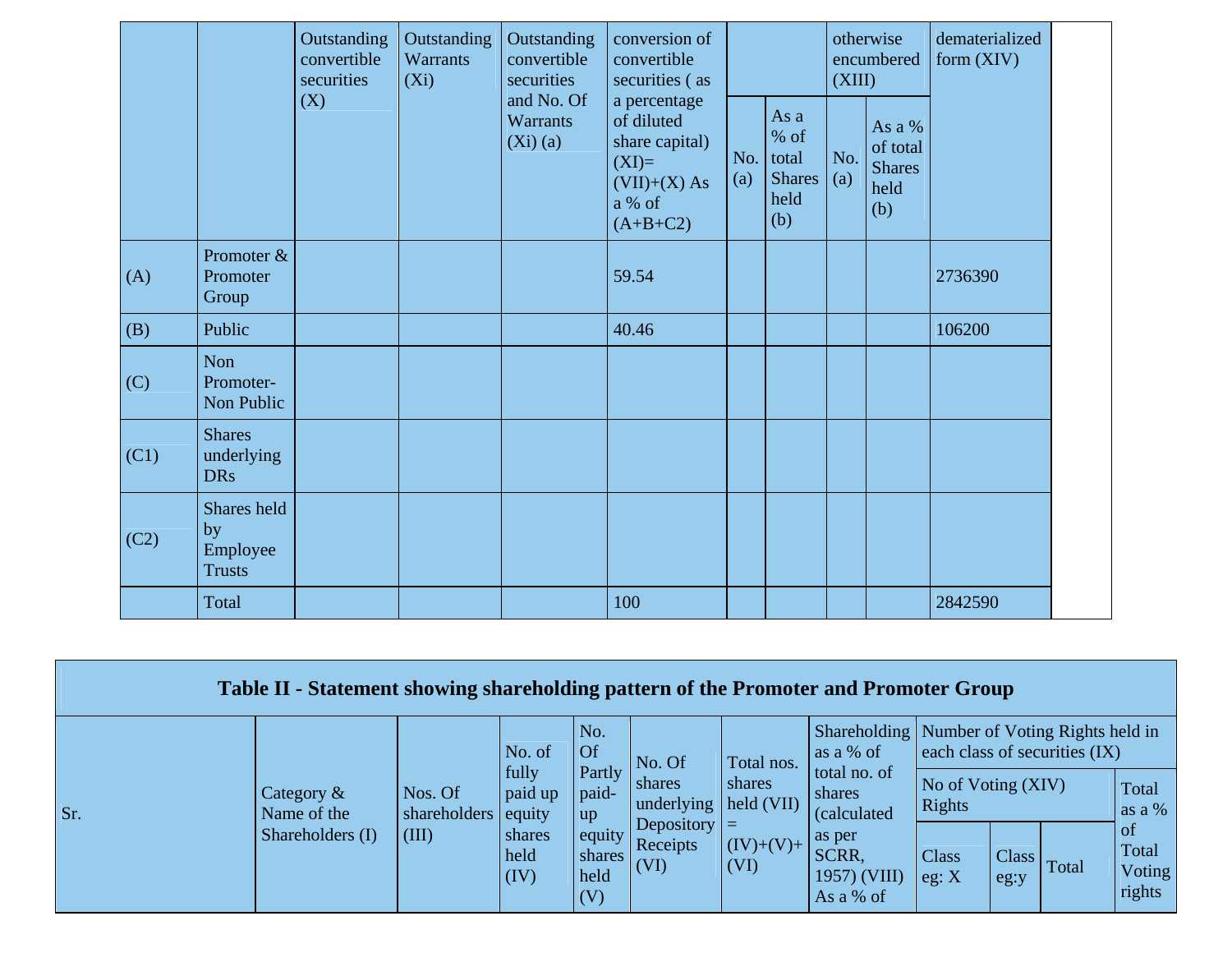| | | Outstanding convertible securities (X) | Outstanding Warrants (Xi) | Outstanding convertible securities and No. Of Warrants (Xi) (a) | conversion of convertible securities ( as a percentage of diluted share capital) (XI)= (VII)+(X) As a % of (A+B+C2) | | | otherwise encumbered (XIII) | | dematerialized form (XIV) |
|---|---|---|---|---|---|---|---|---|---|---|
| | | | | | | No. (a) | As a % of total Shares held (b) | No. (a) | As a % of total Shares held (b) | |
| (A) | Promoter & Promoter Group | | | | 59.54 | | | | | 2736390 |
| (B) | Public | | | | 40.46 | | | | | 106200 |
| (C) | Non Promoter- Non Public | | | | | | | | | |
| (C1) | Shares underlying DRs | | | | | | | | | |
| (C2) | Shares held by Employee Trusts | | | | | | | | | |
| | Total | | | | 100 | | | | | 2842590 |

## Table II - Statement showing shareholding pattern of the Promoter and Promoter Group

| Sr. | Category & Name of the Shareholders (I) | Nos. Of shareholders (III) | No. of fully paid up equity shares held (IV) | No. Of Partly paid-up equity shares held (V) | No. Of shares underlying Depository Receipts (VI) | Total nos. shares held (VII) = (IV)+(V)+ (VI) | Shareholding as a % of total no. of shares (calculated as per SCRR, 1957) (VIII) As a % of | Number of Voting Rights held in each class of securities (IX) | | | |
|---|---|---|---|---|---|---|---|---|---|---|---|
| | | | | | | | | No of Voting (XIV) Rights | | | Total as a % of Total Voting rights |
| | | | | | | | | Class eg: X | Class eg:y | Total | |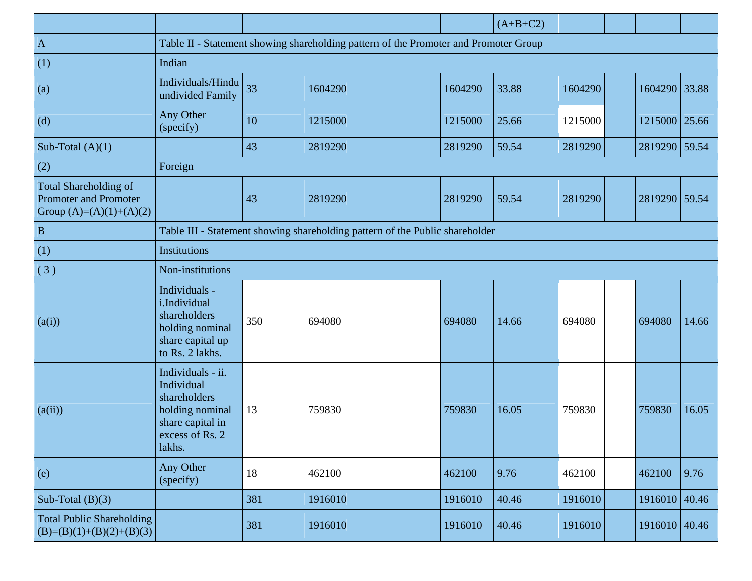| | | | | | | | (A+B+C2) | | | | |
|---|---|---|---|---|---|---|---|---|---|---|---|
| A | Table II - Statement showing shareholding pattern of the Promoter and Promoter Group | | | | | | | | | | |
| (1) | Indian | | | | | | | | | | |
| (a) | Individuals/Hindu undivided Family | 33 | 1604290 | | | 1604290 | 33.88 | 1604290 | | 1604290 | 33.88 |
| (d) | Any Other (specify) | 10 | 1215000 | | | 1215000 | 25.66 | 1215000 | | 1215000 | 25.66 |
| Sub-Total (A)(1) | | 43 | 2819290 | | | 2819290 | 59.54 | 2819290 | | 2819290 | 59.54 |
| (2) | Foreign | | | | | | | | | | |
| Total Shareholding of Promoter and Promoter Group (A)=(A)(1)+(A)(2) | | 43 | 2819290 | | | 2819290 | 59.54 | 2819290 | | 2819290 | 59.54 |
| B | Table III - Statement showing shareholding pattern of the Public shareholder | | | | | | | | | | |
| (1) | Institutions | | | | | | | | | | |
| ( 3 ) | Non-institutions | | | | | | | | | | |
| (a(i)) | Individuals - i.Individual shareholders holding nominal share capital up to Rs. 2 lakhs. | 350 | 694080 | | | 694080 | 14.66 | 694080 | | 694080 | 14.66 |
| (a(ii)) | Individuals - ii. Individual shareholders holding nominal share capital in excess of Rs. 2 lakhs. | 13 | 759830 | | | 759830 | 16.05 | 759830 | | 759830 | 16.05 |
| (e) | Any Other (specify) | 18 | 462100 | | | 462100 | 9.76 | 462100 | | 462100 | 9.76 |
| Sub-Total (B)(3) | | 381 | 1916010 | | | 1916010 | 40.46 | 1916010 | | 1916010 | 40.46 |
| Total Public Shareholding (B)=(B)(1)+(B)(2)+(B)(3) | | 381 | 1916010 | | | 1916010 | 40.46 | 1916010 | | 1916010 | 40.46 |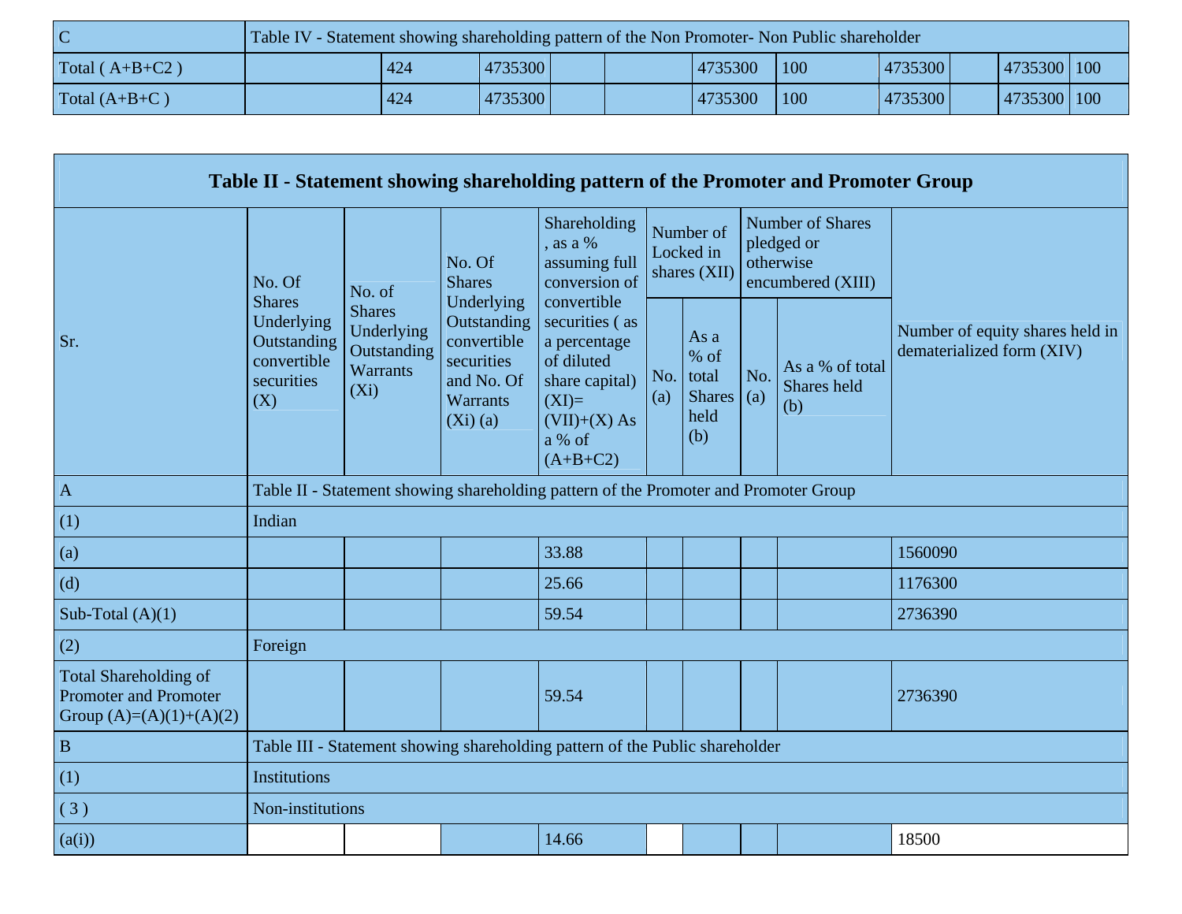| | | | | | | | | | | | |
|---|---|---|---|---|---|---|---|---|---|---|---|
| C | Table IV - Statement showing shareholding pattern of the Non Promoter- Non Public shareholder | | | | | | | | | | |
| Total ( A+B+C2 ) | | 424 | 4735300 | | | 4735300 | 100 | 4735300 | | 4735300 | 100 |
| Total (A+B+C ) | | 424 | 4735300 | | | 4735300 | 100 | 4735300 | | 4735300 | 100 |

## Table II - Statement showing shareholding pattern of the Promoter and Promoter Group

| Sr. | No. Of Shares Underlying Outstanding convertible securities (X) | No. of Shares Underlying Outstanding Warrants (Xi) | No. Of Shares Underlying Outstanding convertible securities and No. Of Warrants (Xi) (a) | Shareholding , as a % assuming full conversion of convertible securities ( as a percentage of diluted share capital) (XI)= (VII)+(X) As a % of (A+B+C2) | Number of Locked in shares (XII) | | Number of Shares pledged or otherwise encumbered (XIII) | | Number of equity shares held in dematerialized form (XIV) |
|---|---|---|---|---|---|---|---|---|---|
| | | | | | No. (a) | As a % of total Shares held (b) | No. (a) | As a % of total Shares held (b) | |
| A | Table II - Statement showing shareholding pattern of the Promoter and Promoter Group | | | | | | | | |
| (1) | Indian | | | | | | | | |
| (a) | | | | 33.88 | | | | | 1560090 |
| (d) | | | | 25.66 | | | | | 1176300 |
| Sub-Total (A)(1) | | | | 59.54 | | | | | 2736390 |
| (2) | Foreign | | | | | | | | |
| Total Shareholding of Promoter and Promoter Group (A)=(A)(1)+(A)(2) | | | | 59.54 | | | | | 2736390 |
| B | Table III - Statement showing shareholding pattern of the Public shareholder | | | | | | | | |
| (1) | Institutions | | | | | | | | |
| ( 3 ) | Non-institutions | | | | | | | | |
| (a(i)) | | | | 14.66 | | | | | 18500 |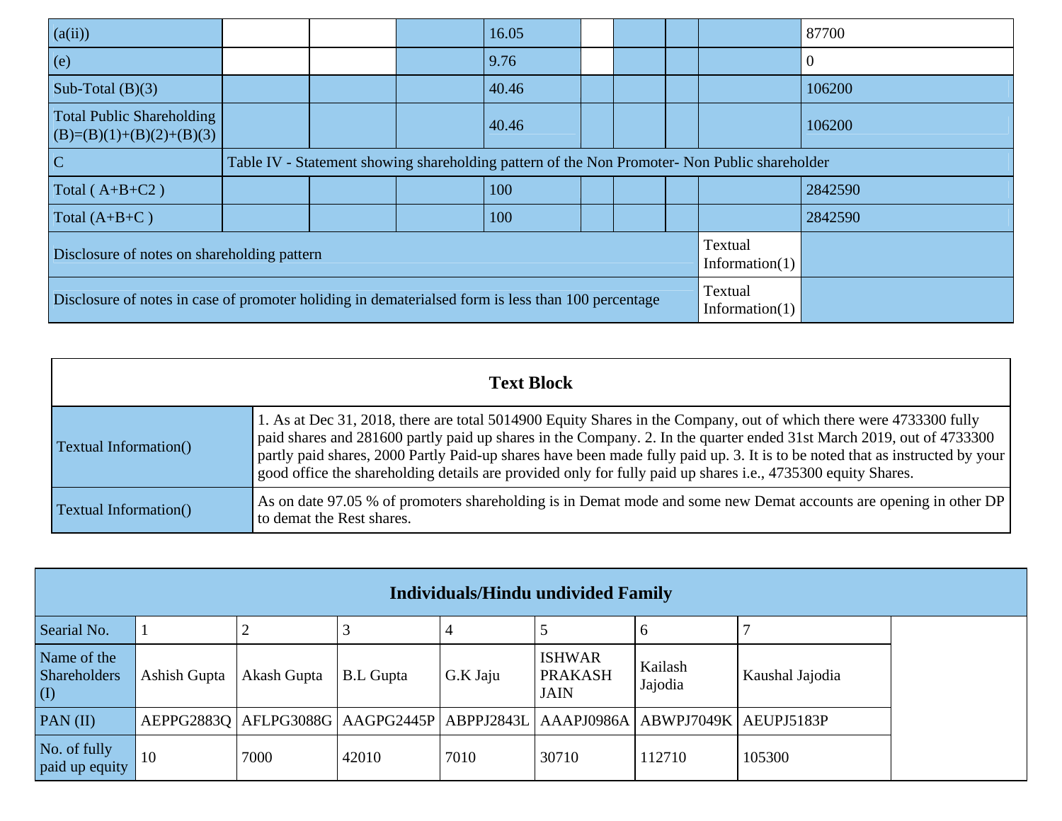| (a(ii)) | | | | 16.05 | | | | | 87700 |
|---|---|---|---|---|---|---|---|---|---|
| (e) | | | | 9.76 | | | | | 0 |
| Sub-Total (B)(3) | | | | 40.46 | | | | | 106200 |
| Total Public Shareholding (B)=(B)(1)+(B)(2)+(B)(3) | | | | 40.46 | | | | | 106200 |
| C | Table IV - Statement showing shareholding pattern of the Non Promoter- Non Public shareholder | | | | | | | | |
| Total ( A+B+C2 ) | | | | 100 | | | | | 2842590 |
| Total (A+B+C ) | | | | 100 | | | | | 2842590 |
| Disclosure of notes on shareholding pattern | | | | | | | | Textual Information(1) | |
| Disclosure of notes in case of promoter holiding in dematerialsed form is less than 100 percentage | | | | | | | | Textual Information(1) | |

| Text Block | |
|---|---|
| Textual Information() | 1. As at Dec 31, 2018, there are total 5014900 Equity Shares in the Company, out of which there were 4733300 fully paid shares and 281600 partly paid up shares in the Company. 2. In the quarter ended 31st March 2019, out of 4733300 partly paid shares, 2000 Partly Paid-up shares have been made fully paid up. 3. It is to be noted that as instructed by your good office the shareholding details are provided only for fully paid up shares i.e., 4735300 equity Shares. |
| Textual Information() | As on date 97.05 % of promoters shareholding is in Demat mode and some new Demat accounts are opening in other DP to demat the Rest shares. |

| Individuals/Hindu undivided Family | | | | | | | | |
|---|---|---|---|---|---|---|---|---|
| Searial No. | 1 | 2 | 3 | 4 | 5 | 6 | 7 | |
| Name of the Shareholders (I) | Ashish Gupta | Akash Gupta | B.L Gupta | G.K Jaju | ISHWAR PRAKASH JAIN | Kailash Jajodia | Kaushal Jajodia | |
| PAN (II) | AEPPG2883Q | AFLPG3088G | AAGPG2445P | ABPPJ2843L | AAAPJ0986A | ABWPJ7049K | AEUPJ5183P | |
| No. of fully paid up equity | 10 | 7000 | 42010 | 7010 | 30710 | 112710 | 105300 | |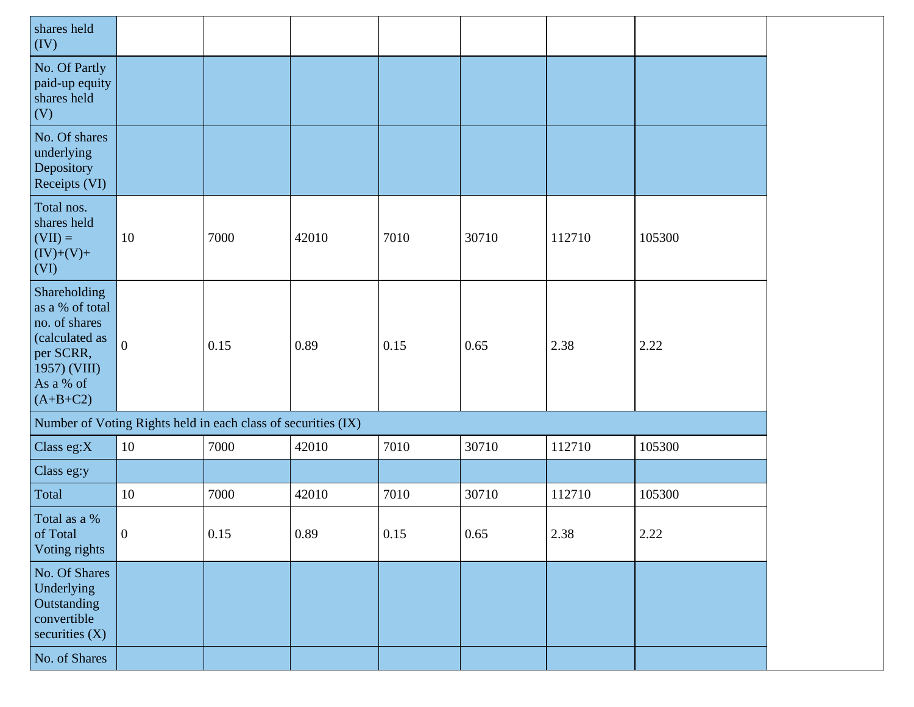| shares held (IV) | | | | | | | |
|---|---|---|---|---|---|---|---|
| No. Of Partly paid-up equity shares held (V) | | | | | | | |
| No. Of shares underlying Depository Receipts (VI) | | | | | | | |
| Total nos. shares held (VII) = (IV)+(V)+ (VI) | 10 | 7000 | 42010 | 7010 | 30710 | 112710 | 105300 |
| Shareholding as a % of total no. of shares (calculated as per SCRR, 1957) (VIII) As a % of (A+B+C2) | 0 | 0.15 | 0.89 | 0.15 | 0.65 | 2.38 | 2.22 |
| Number of Voting Rights held in each class of securities (IX) | | | | | | | |
| Class eg:X | 10 | 7000 | 42010 | 7010 | 30710 | 112710 | 105300 |
| Class eg:y | | | | | | | |
| Total | 10 | 7000 | 42010 | 7010 | 30710 | 112710 | 105300 |
| Total as a % of Total Voting rights | 0 | 0.15 | 0.89 | 0.15 | 0.65 | 2.38 | 2.22 |
| No. Of Shares Underlying Outstanding convertible securities (X) | | | | | | | |
| No. of Shares | | | | | | | |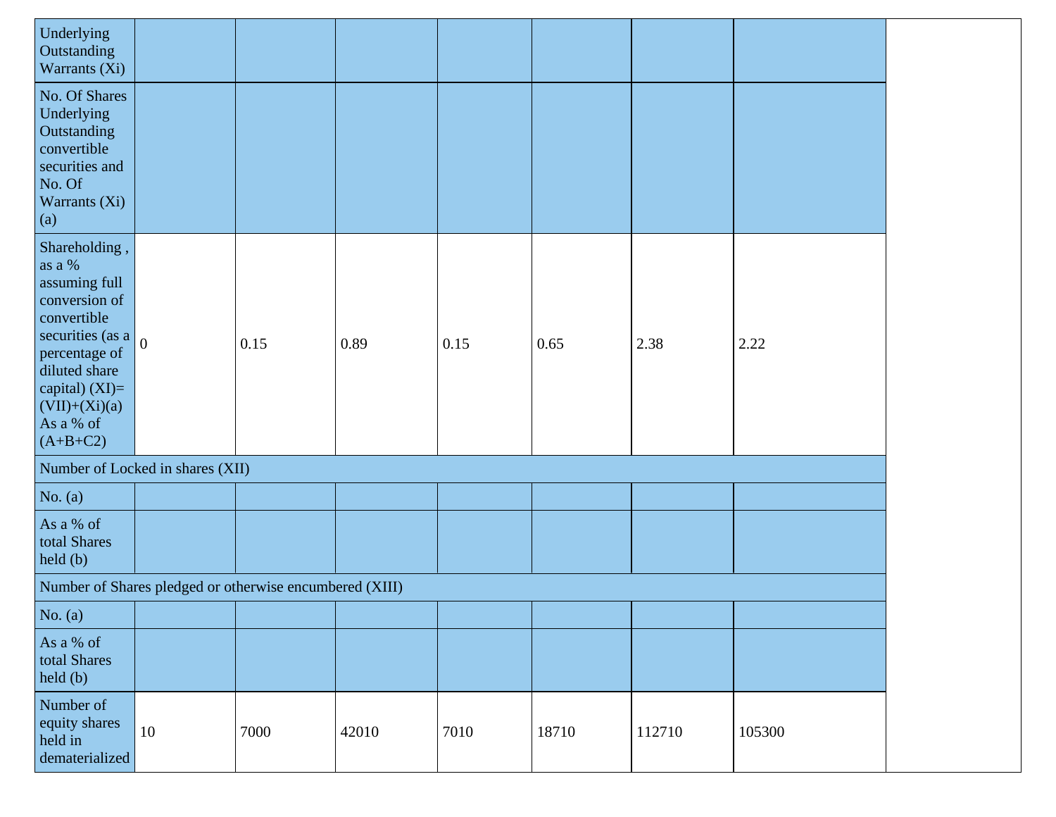| | | | | | | | | |
|---|---|---|---|---|---|---|---|---|
| Underlying Outstanding Warrants (Xi) | | | | | | | | |
| No. Of Shares Underlying Outstanding convertible securities and No. Of Warrants (Xi) (a) | | | | | | | | |
| Shareholding , as a % assuming full conversion of convertible securities (as a percentage of diluted share capital) (XI)= (VII)+(Xi)(a) As a % of (A+B+C2) | 0 | 0.15 | 0.89 | 0.15 | 0.65 | 2.38 | 2.22 | |
| Number of Locked in shares (XII) | | | | | | | | |
| No. (a) | | | | | | | | |
| As a % of total Shares held (b) | | | | | | | | |
| Number of Shares pledged or otherwise encumbered (XIII) | | | | | | | | |
| No. (a) | | | | | | | | |
| As a % of total Shares held (b) | | | | | | | | |
| Number of equity shares held in dematerialized | 10 | 7000 | 42010 | 7010 | 18710 | 112710 | 105300 | |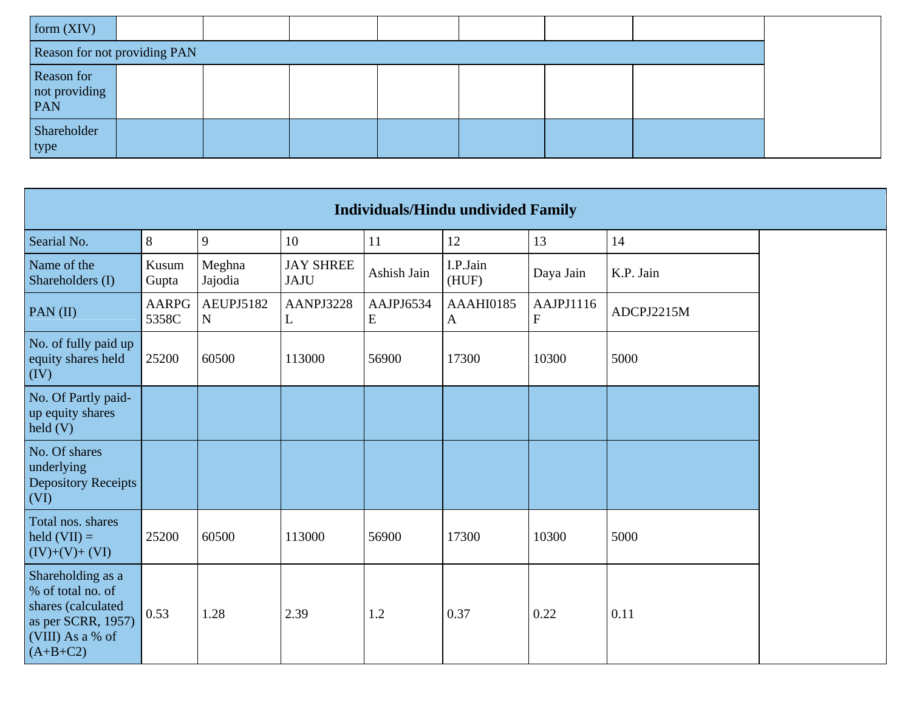| form (XIV) | | | | | | | |
|---|---|---|---|---|---|---|---|
| Reason for not providing PAN | | | | | | | |
| Reason for not providing PAN | | | | | | | |
| Shareholder type | | | | | | | |

| Individuals/Hindu undivided Family | | | | | | | |
|---|---|---|---|---|---|---|---|
| Searial No. | 8 | 9 | 10 | 11 | 12 | 13 | 14 |
| Name of the Shareholders (I) | Kusum Gupta | Meghna Jajodia | JAY SHREE JAJU | Ashish Jain | I.P.Jain (HUF) | Daya Jain | K.P. Jain |
| PAN (II) | AARPG5358C | AEUPJ5182N | AANPJ3228L | AAJPJ6534E | AAAHI0185A | AAJPJ1116F | ADCPJ2215M |
| No. of fully paid up equity shares held (IV) | 25200 | 60500 | 113000 | 56900 | 17300 | 10300 | 5000 |
| No. Of Partly paid-up equity shares held (V) | | | | | | | |
| No. Of shares underlying Depository Receipts (VI) | | | | | | | |
| Total nos. shares held (VII) = (IV)+(V)+ (VI) | 25200 | 60500 | 113000 | 56900 | 17300 | 10300 | 5000 |
| Shareholding as a % of total no. of shares (calculated as per SCRR, 1957) (VIII) As a % of (A+B+C2) | 0.53 | 1.28 | 2.39 | 1.2 | 0.37 | 0.22 | 0.11 |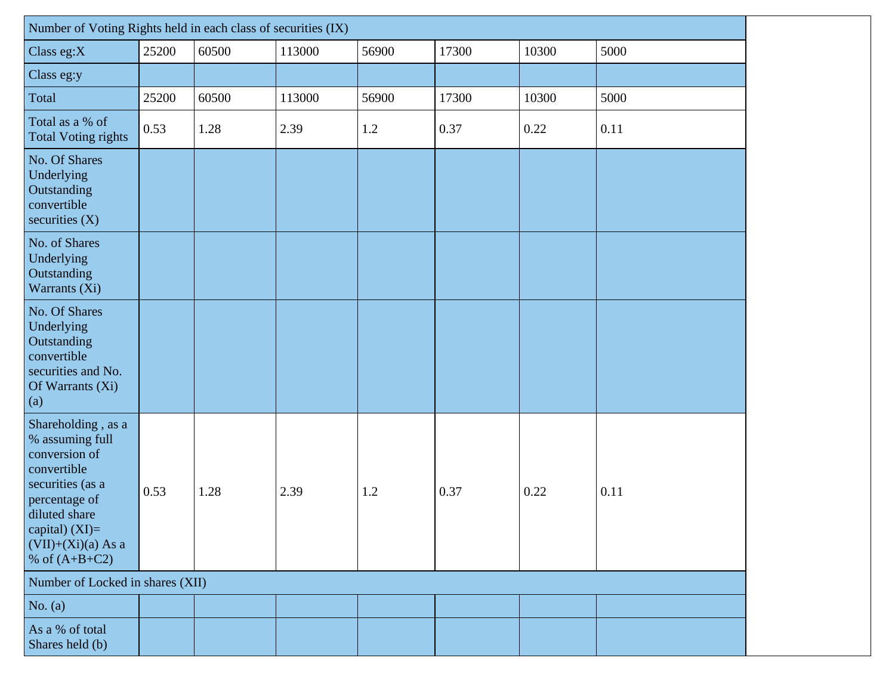| Number of Voting Rights held in each class of securities (IX) | | | | | | | |
|---|---|---|---|---|---|---|---|
| Class eg:X | 25200 | 60500 | 113000 | 56900 | 17300 | 10300 | 5000 |
| Class eg:y | | | | | | | |
| Total | 25200 | 60500 | 113000 | 56900 | 17300 | 10300 | 5000 |
| Total as a % of Total Voting rights | 0.53 | 1.28 | 2.39 | 1.2 | 0.37 | 0.22 | 0.11 |
| No. Of Shares Underlying Outstanding convertible securities (X) | | | | | | | |
| No. of Shares Underlying Outstanding Warrants (Xi) | | | | | | | |
| No. Of Shares Underlying Outstanding convertible securities and No. Of Warrants (Xi) (a) | | | | | | | |
| Shareholding , as a % assuming full conversion of convertible securities (as a percentage of diluted share capital) (XI)= (VII)+(Xi)(a) As a % of (A+B+C2) | 0.53 | 1.28 | 2.39 | 1.2 | 0.37 | 0.22 | 0.11 |
| Number of Locked in shares (XII) | | | | | | | |
| No. (a) | | | | | | | |
| As a % of total Shares held (b) | | | | | | | |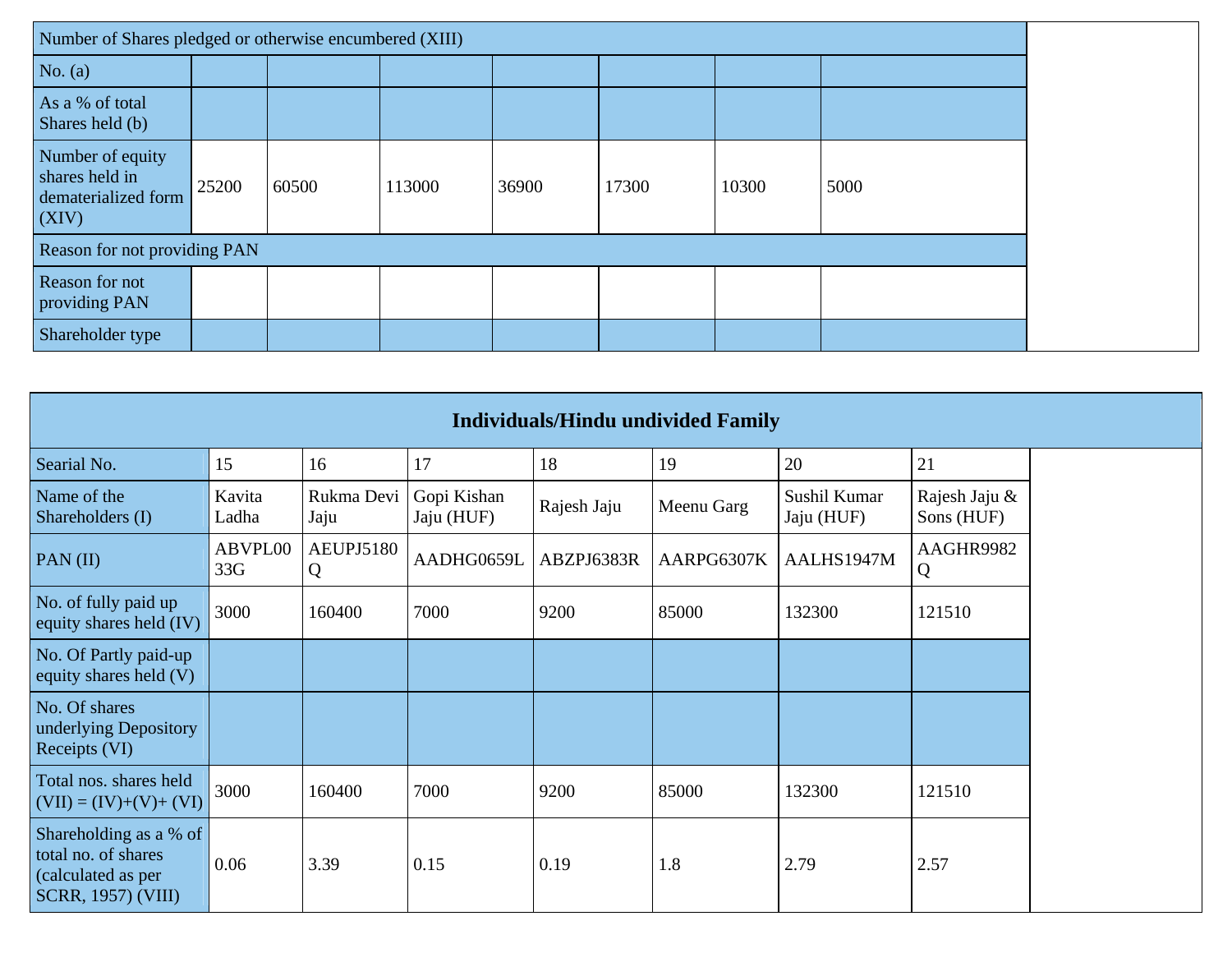| Number of Shares pledged or otherwise encumbered (XIII) | | | | | | | |
|---|---|---|---|---|---|---|---|
| No. (a) | | | | | | | |
| As a % of total Shares held (b) | | | | | | | |
| Number of equity shares held in dematerialized form (XIV) | 25200 | 60500 | 113000 | 36900 | 17300 | 10300 | 5000 |
| Reason for not providing PAN | | | | | | | |
| Reason for not providing PAN | | | | | | | |
| Shareholder type | | | | | | | |

| Individuals/Hindu undivided Family | | | | | | | |
|---|---|---|---|---|---|---|---|
| Searial No. | 15 | 16 | 17 | 18 | 19 | 20 | 21 |
| Name of the Shareholders (I) | Kavita Ladha | Rukma Devi Jaju | Gopi Kishan Jaju (HUF) | Rajesh Jaju | Meenu Garg | Sushil Kumar Jaju (HUF) | Rajesh Jaju & Sons (HUF) |
| PAN (II) | ABVPL0033G | AEUPJ5180Q | AADHG0659L | ABZPJ6383R | AARPG6307K | AALHS1947M | AAGHR9982Q |
| No. of fully paid up equity shares held (IV) | 3000 | 160400 | 7000 | 9200 | 85000 | 132300 | 121510 |
| No. Of Partly paid-up equity shares held (V) | | | | | | | |
| No. Of shares underlying Depository Receipts (VI) | | | | | | | |
| Total nos. shares held (VII) = (IV)+(V)+ (VI) | 3000 | 160400 | 7000 | 9200 | 85000 | 132300 | 121510 |
| Shareholding as a % of total no. of shares (calculated as per SCRR, 1957) (VIII) | 0.06 | 3.39 | 0.15 | 0.19 | 1.8 | 2.79 | 2.57 |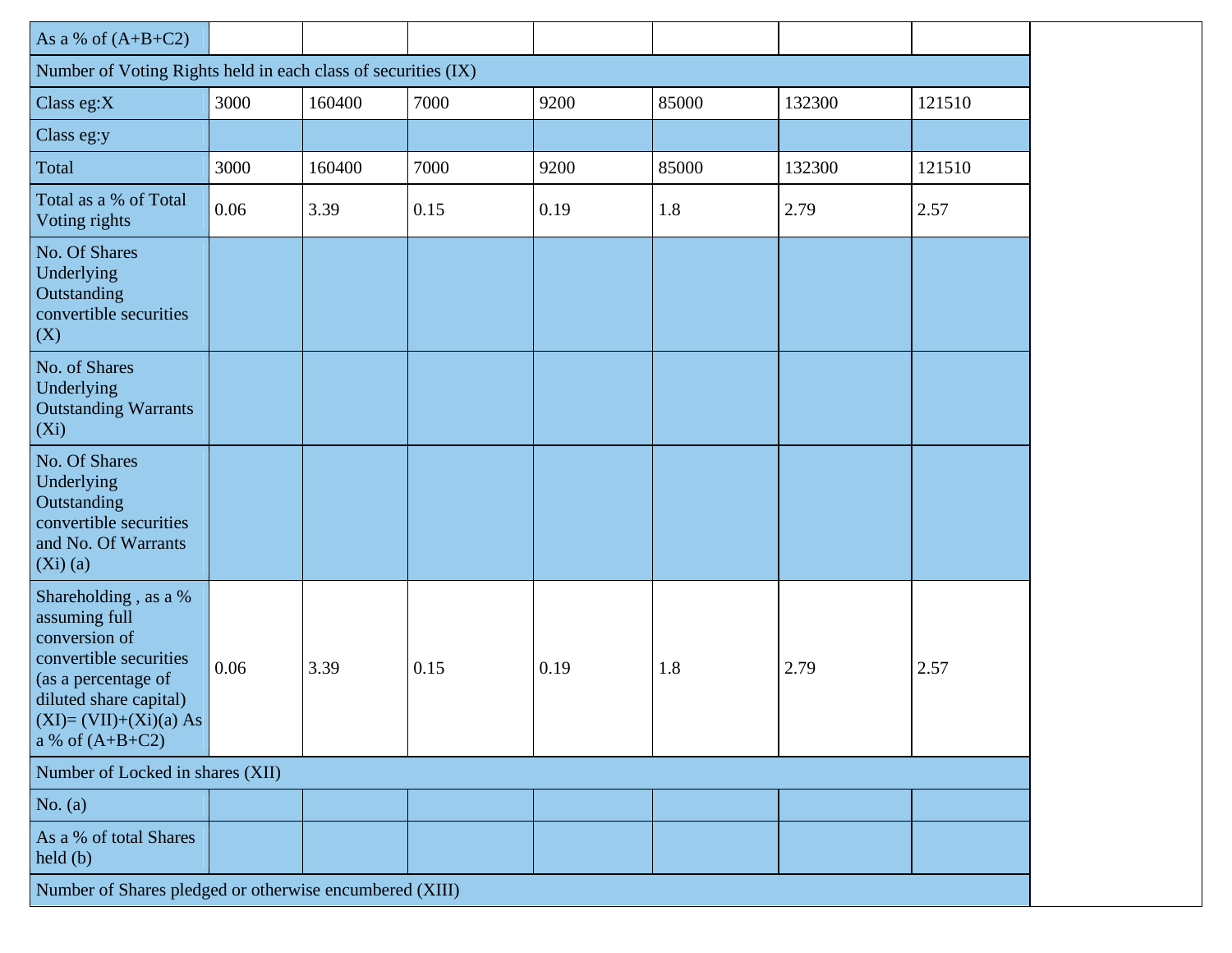| As a % of (A+B+C2) | | | | | | | |
|---|---|---|---|---|---|---|---|
| Number of Voting Rights held in each class of securities (IX) | | | | | | | |
| Class eg:X | 3000 | 160400 | 7000 | 9200 | 85000 | 132300 | 121510 |
| Class eg:y | | | | | | | |
| Total | 3000 | 160400 | 7000 | 9200 | 85000 | 132300 | 121510 |
| Total as a % of Total Voting rights | 0.06 | 3.39 | 0.15 | 0.19 | 1.8 | 2.79 | 2.57 |
| No. Of Shares Underlying Outstanding convertible securities (X) | | | | | | | |
| No. of Shares Underlying Outstanding Warrants (Xi) | | | | | | | |
| No. Of Shares Underlying Outstanding convertible securities and No. Of Warrants (Xi) (a) | | | | | | | |
| Shareholding , as a % assuming full conversion of convertible securities (as a percentage of diluted share capital) (XI)= (VII)+(Xi)(a) As a % of (A+B+C2) | 0.06 | 3.39 | 0.15 | 0.19 | 1.8 | 2.79 | 2.57 |
| Number of Locked in shares (XII) | | | | | | | |
| No. (a) | | | | | | | |
| As a % of total Shares held (b) | | | | | | | |
| Number of Shares pledged or otherwise encumbered (XIII) | | | | | | | |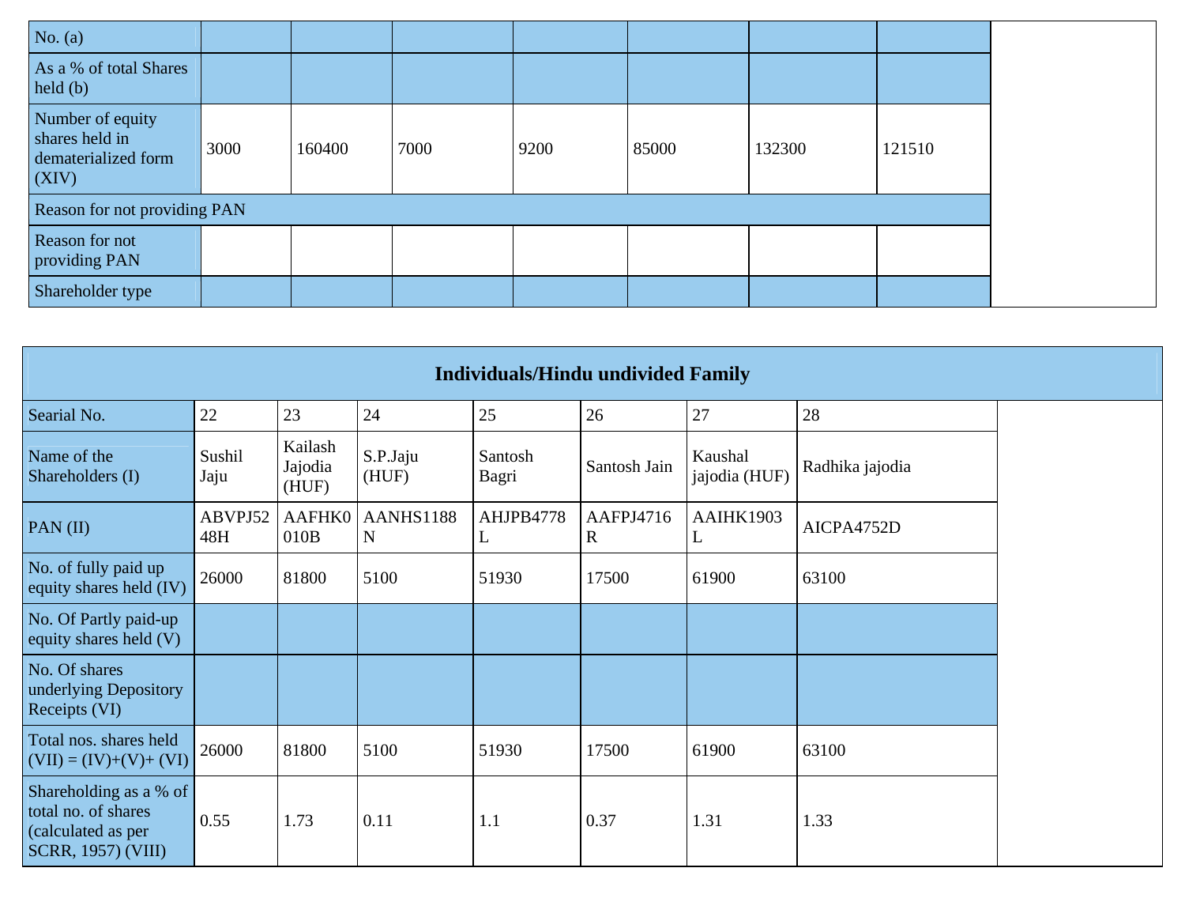| No. (a) | | | | | | | |
|---|---|---|---|---|---|---|---|
| As a % of total Shares held (b) | | | | | | | |
| Number of equity shares held in dematerialized form (XIV) | 3000 | 160400 | 7000 | 9200 | 85000 | 132300 | 121510 |
| Reason for not providing PAN | | | | | | | |
| Reason for not providing PAN | | | | | | | |
| Shareholder type | | | | | | | |

| Individuals/Hindu undivided Family | | | | | | | |
|---|---|---|---|---|---|---|---|
| Searial No. | 22 | 23 | 24 | 25 | 26 | 27 | 28 |
| Name of the Shareholders (I) | Sushil Jaju | Kailash Jajodia (HUF) | S.P.Jaju (HUF) | Santosh Bagri | Santosh Jain | Kaushal jajodia (HUF) | Radhika jajodia |
| PAN (II) | ABVPJ5248H | AAFHK0010B | AANHS1188N | AHJPB4778L | AAFPJ4716R | AAIHK1903L | AICPA4752D |
| No. of fully paid up equity shares held (IV) | 26000 | 81800 | 5100 | 51930 | 17500 | 61900 | 63100 |
| No. Of Partly paid-up equity shares held (V) | | | | | | | |
| No. Of shares underlying Depository Receipts (VI) | | | | | | | |
| Total nos. shares held (VII) = (IV)+(V)+ (VI) | 26000 | 81800 | 5100 | 51930 | 17500 | 61900 | 63100 |
| Shareholding as a % of total no. of shares (calculated as per SCRR, 1957) (VIII) | 0.55 | 1.73 | 0.11 | 1.1 | 0.37 | 1.31 | 1.33 |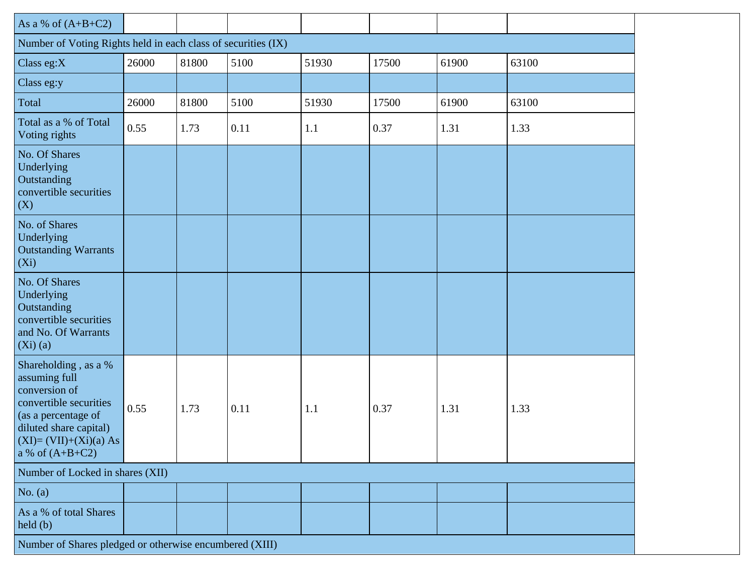| As a % of (A+B+C2) | | | | | | | |
|---|---|---|---|---|---|---|---|
| Number of Voting Rights held in each class of securities (IX) | | | | | | | |
| Class eg:X | 26000 | 81800 | 5100 | 51930 | 17500 | 61900 | 63100 |
| Class eg:y | | | | | | | |
| Total | 26000 | 81800 | 5100 | 51930 | 17500 | 61900 | 63100 |
| Total as a % of Total Voting rights | 0.55 | 1.73 | 0.11 | 1.1 | 0.37 | 1.31 | 1.33 |
| No. Of Shares Underlying Outstanding convertible securities (X) | | | | | | | |
| No. of Shares Underlying Outstanding Warrants (Xi) | | | | | | | |
| No. Of Shares Underlying Outstanding convertible securities and No. Of Warrants (Xi) (a) | | | | | | | |
| Shareholding , as a % assuming full conversion of convertible securities (as a percentage of diluted share capital) (XI)= (VII)+(Xi)(a) As a % of (A+B+C2) | 0.55 | 1.73 | 0.11 | 1.1 | 0.37 | 1.31 | 1.33 |
| Number of Locked in shares (XII) | | | | | | | |
| No. (a) | | | | | | | |
| As a % of total Shares held (b) | | | | | | | |
| Number of Shares pledged or otherwise encumbered (XIII) | | | | | | | |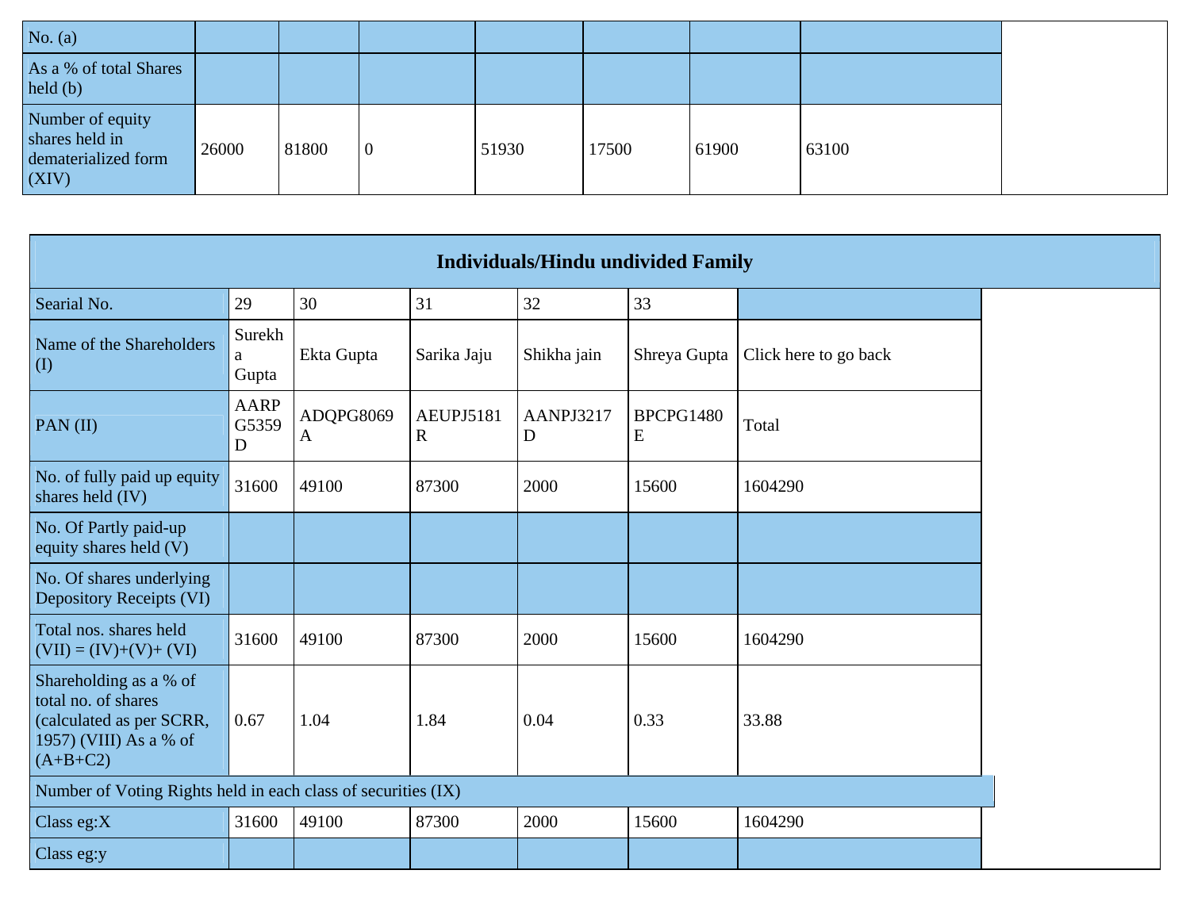| No. (a) | | | | | | | |
|---|---|---|---|---|---|---|---|
| As a % of total Shares held (b) | | | | | | | |
| Number of equity shares held in dematerialized form (XIV) | 26000 | 81800 | 0 | 51930 | 17500 | 61900 | 63100 |

| Individuals/Hindu undivided Family | | | | | | |
|---|---|---|---|---|---|---|
| Searial No. | 29 | 30 | 31 | 32 | 33 | |
| Name of the Shareholders (I) | Surekha Gupta | Ekta Gupta | Sarika Jaju | Shikha jain | Shreya Gupta | Click here to go back |
| PAN (II) | AARPG5359D | ADQPG8069A | AEUPJ5181R | AANPJ3217D | BPCPG1480E | Total |
| No. of fully paid up equity shares held (IV) | 31600 | 49100 | 87300 | 2000 | 15600 | 1604290 |
| No. Of Partly paid-up equity shares held (V) | | | | | | |
| No. Of shares underlying Depository Receipts (VI) | | | | | | |
| Total nos. shares held (VII) = (IV)+(V)+ (VI) | 31600 | 49100 | 87300 | 2000 | 15600 | 1604290 |
| Shareholding as a % of total no. of shares (calculated as per SCRR, 1957) (VIII) As a % of (A+B+C2) | 0.67 | 1.04 | 1.84 | 0.04 | 0.33 | 33.88 |
| Number of Voting Rights held in each class of securities (IX) | | | | | | |
| Class eg:X | 31600 | 49100 | 87300 | 2000 | 15600 | 1604290 |
| Class eg:y | | | | | | |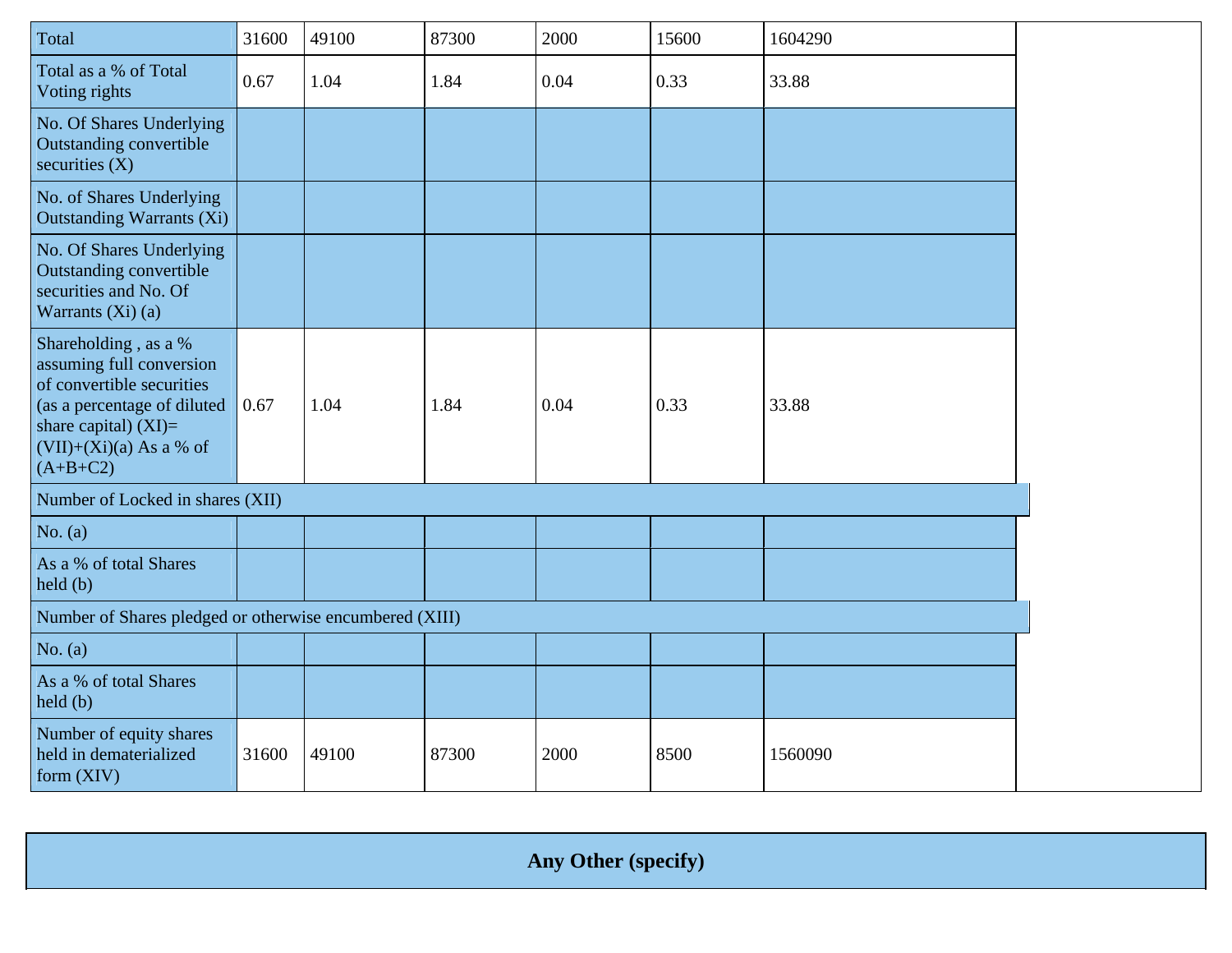| Total | 31600 | 49100 | 87300 | 2000 | 15600 | 1604290 | |
|---|---|---|---|---|---|---|---|
| Total as a % of Total Voting rights | 0.67 | 1.04 | 1.84 | 0.04 | 0.33 | 33.88 | |
| No. Of Shares Underlying Outstanding convertible securities (X) | | | | | | | |
| No. of Shares Underlying Outstanding Warrants (Xi) | | | | | | | |
| No. Of Shares Underlying Outstanding convertible securities and No. Of Warrants (Xi) (a) | | | | | | | |
| Shareholding , as a % assuming full conversion of convertible securities (as a percentage of diluted share capital) (XI)= (VII)+(Xi)(a) As a % of (A+B+C2) | 0.67 | 1.04 | 1.84 | 0.04 | 0.33 | 33.88 | |
| Number of Locked in shares (XII) | | | | | | | |
| No. (a) | | | | | | | |
| As a % of total Shares held (b) | | | | | | | |
| Number of Shares pledged or otherwise encumbered (XIII) | | | | | | | |
| No. (a) | | | | | | | |
| As a % of total Shares held (b) | | | | | | | |
| Number of equity shares held in dematerialized form (XIV) | 31600 | 49100 | 87300 | 2000 | 8500 | 1560090 | |

## Any Other (specify)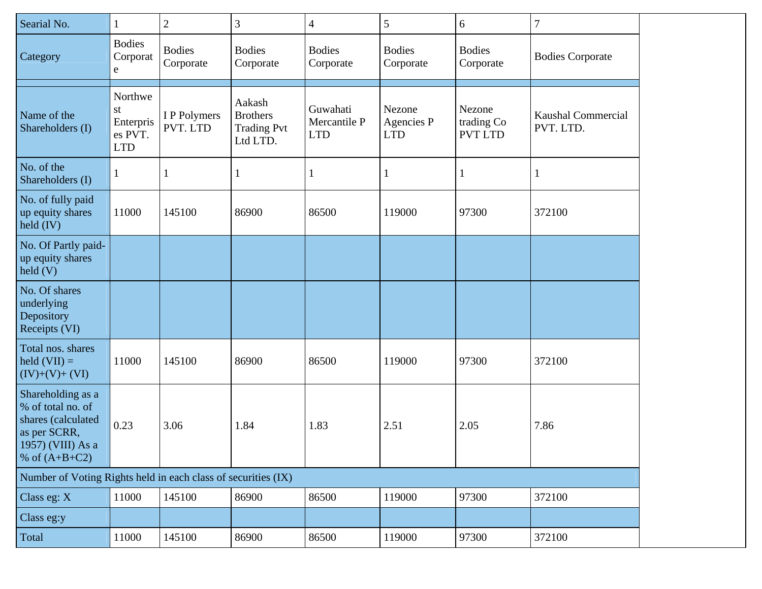| Searial No. | 1 | 2 | 3 | 4 | 5 | 6 | 7 |
|---|---|---|---|---|---|---|---|
| Category | Bodies Corporate | Bodies Corporate | Bodies Corporate | Bodies Corporate | Bodies Corporate | Bodies Corporate | Bodies Corporate |
| | | | | | | | |
| Name of the Shareholders (I) | Northwest Enterprises PVT. LTD | I P Polymers PVT. LTD | Aakash Brothers Trading Pvt Ltd LTD. | Guwahati Mercantile P LTD | Nezone Agencies P LTD | Nezone trading Co PVT LTD | Kaushal Commercial PVT. LTD. |
| No. of the Shareholders (I) | 1 | 1 | 1 | 1 | 1 | 1 | 1 |
| No. of fully paid up equity shares held (IV) | 11000 | 145100 | 86900 | 86500 | 119000 | 97300 | 372100 |
| No. Of Partly paid-up equity shares held (V) | | | | | | | |
| No. Of shares underlying Depository Receipts (VI) | | | | | | | |
| Total nos. shares held (VII) = (IV)+(V)+ (VI) | 11000 | 145100 | 86900 | 86500 | 119000 | 97300 | 372100 |
| Shareholding as a % of total no. of shares (calculated as per SCRR, 1957) (VIII) As a % of (A+B+C2) | 0.23 | 3.06 | 1.84 | 1.83 | 2.51 | 2.05 | 7.86 |
| Number of Voting Rights held in each class of securities (IX) | | | | | | | |
| Class eg: X | 11000 | 145100 | 86900 | 86500 | 119000 | 97300 | 372100 |
| Class eg:y | | | | | | | |
| Total | 11000 | 145100 | 86900 | 86500 | 119000 | 97300 | 372100 |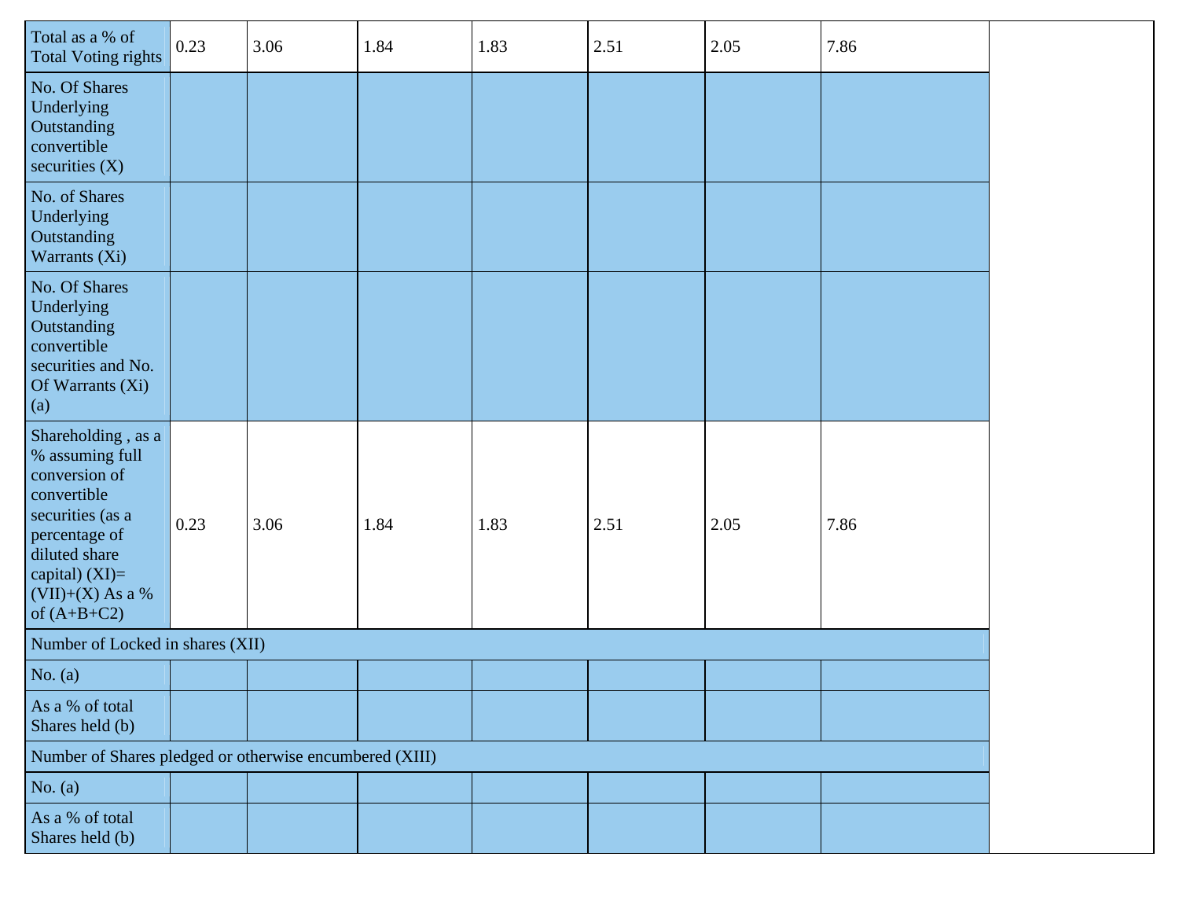| Total as a % of Total Voting rights | 0.23 | 3.06 | 1.84 | 1.83 | 2.51 | 2.05 | 7.86 |
|---|---|---|---|---|---|---|---|
| No. Of Shares Underlying Outstanding convertible securities (X) | | | | | | | |
| No. of Shares Underlying Outstanding Warrants (Xi) | | | | | | | |
| No. Of Shares Underlying Outstanding convertible securities and No. Of Warrants (Xi) (a) | | | | | | | |
| Shareholding , as a % assuming full conversion of convertible securities (as a percentage of diluted share capital) (XI)= (VII)+(X) As a % of (A+B+C2) | 0.23 | 3.06 | 1.84 | 1.83 | 2.51 | 2.05 | 7.86 |
| Number of Locked in shares (XII) | | | | | | | |
| No. (a) | | | | | | | |
| As a % of total Shares held (b) | | | | | | | |
| Number of Shares pledged or otherwise encumbered (XIII) | | | | | | | |
| No. (a) | | | | | | | |
| As a % of total Shares held (b) | | | | | | | |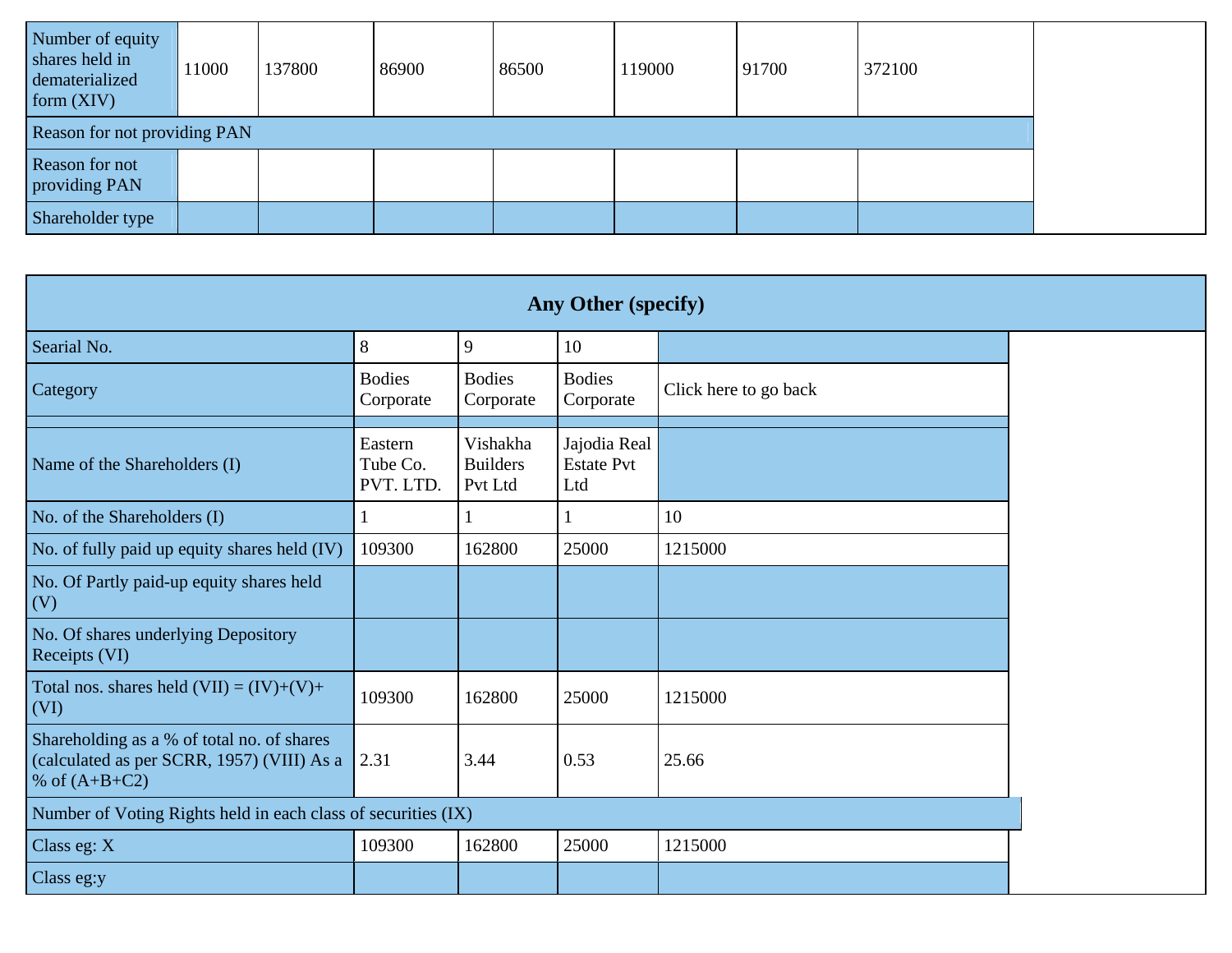| Number of equity shares held in dematerialized form (XIV) | 11000 | 137800 | 86900 | 86500 | 119000 | 91700 | 372100 |
|---|---|---|---|---|---|---|---|
| Reason for not providing PAN | | | | | | | |
| Reason for not providing PAN | | | | | | | |
| Shareholder type | | | | | | | |

**Any Other (specify)**

| Searial No. | 8 | 9 | 10 | |
|---|---|---|---|---|
| Category | Bodies Corporate | Bodies Corporate | Bodies Corporate | Click here to go back |
| | | | | |
| Name of the Shareholders (I) | Eastern Tube Co. PVT. LTD. | Vishakha Builders Pvt Ltd | Jajodia Real Estate Pvt Ltd | |
| No. of the Shareholders (I) | 1 | 1 | 1 | 10 |
| No. of fully paid up equity shares held (IV) | 109300 | 162800 | 25000 | 1215000 |
| No. Of Partly paid-up equity shares held (V) | | | | |
| No. Of shares underlying Depository Receipts (VI) | | | | |
| Total nos. shares held (VII) = (IV)+(V)+ (VI) | 109300 | 162800 | 25000 | 1215000 |
| Shareholding as a % of total no. of shares (calculated as per SCRR, 1957) (VIII) As a % of (A+B+C2) | 2.31 | 3.44 | 0.53 | 25.66 |
| Number of Voting Rights held in each class of securities (IX) | | | | |
| Class eg: X | 109300 | 162800 | 25000 | 1215000 |
| Class eg:y | | | | |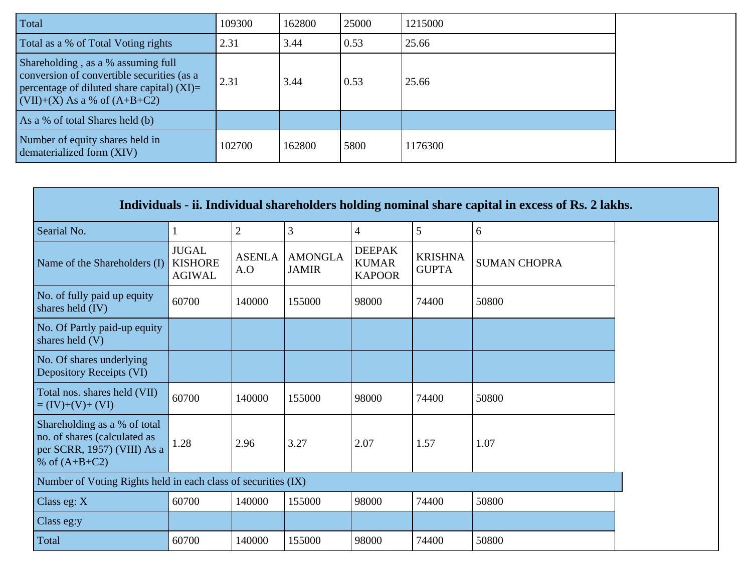| Total | 109300 | 162800 | 25000 | 1215000 | |
|---|---|---|---|---|---|
| Total as a % of Total Voting rights | 2.31 | 3.44 | 0.53 | 25.66 | |
| Shareholding , as a % assuming full conversion of convertible securities (as a percentage of diluted share capital) (XI)= (VII)+(X) As a % of (A+B+C2) | 2.31 | 3.44 | 0.53 | 25.66 | |
| As a % of total Shares held (b) | | | | | |
| Number of equity shares held in dematerialized form (XIV) | 102700 | 162800 | 5800 | 1176300 | |

| Individuals - ii. Individual shareholders holding nominal share capital in excess of Rs. 2 lakhs. | | | | | | | |
|---|---|---|---|---|---|---|---|
| Searial No. | 1 | 2 | 3 | 4 | 5 | 6 | |
| Name of the Shareholders (I) | JUGAL KISHORE AGIWAL | ASENLA A.O | AMONGLA JAMIR | DEEPAK KUMAR KAPOOR | KRISHNA GUPTA | SUMAN CHOPRA | |
| No. of fully paid up equity shares held (IV) | 60700 | 140000 | 155000 | 98000 | 74400 | 50800 | |
| No. Of Partly paid-up equity shares held (V) | | | | | | | |
| No. Of shares underlying Depository Receipts (VI) | | | | | | | |
| Total nos. shares held (VII) = (IV)+(V)+ (VI) | 60700 | 140000 | 155000 | 98000 | 74400 | 50800 | |
| Shareholding as a % of total no. of shares (calculated as per SCRR, 1957) (VIII) As a % of (A+B+C2) | 1.28 | 2.96 | 3.27 | 2.07 | 1.57 | 1.07 | |
| Number of Voting Rights held in each class of securities (IX) | | | | | | | |
| Class eg: X | 60700 | 140000 | 155000 | 98000 | 74400 | 50800 | |
| Class eg:y | | | | | | | |
| Total | 60700 | 140000 | 155000 | 98000 | 74400 | 50800 | |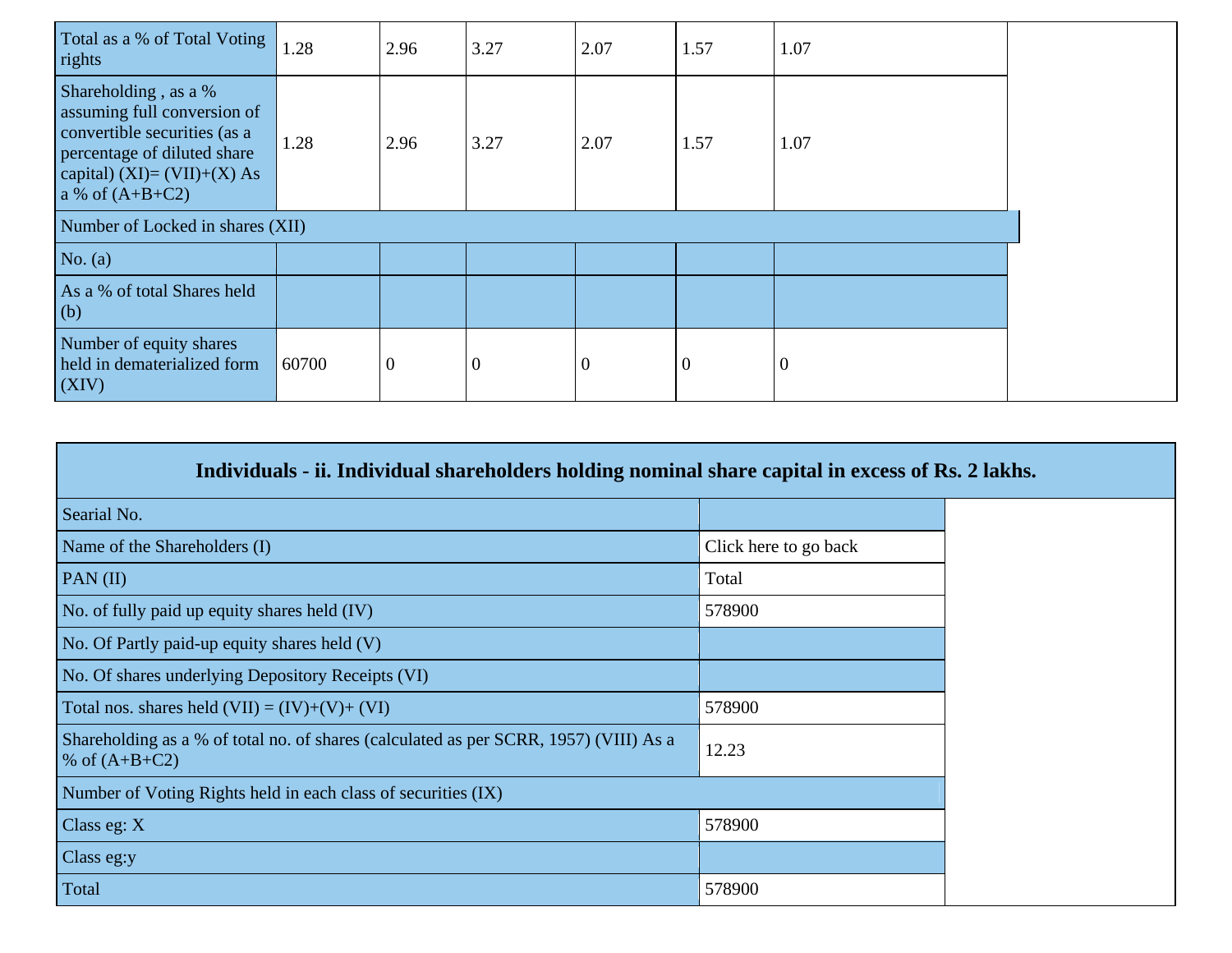| Total as a % of Total Voting rights | 1.28 | 2.96 | 3.27 | 2.07 | 1.57 | 1.07 |
|---|---|---|---|---|---|---|
| Shareholding , as a % assuming full conversion of convertible securities (as a percentage of diluted share capital) (XI)= (VII)+(X) As a % of (A+B+C2) | 1.28 | 2.96 | 3.27 | 2.07 | 1.57 | 1.07 |
| Number of Locked in shares (XII) | | | | | | |
| No. (a) | | | | | | |
| As a % of total Shares held (b) | | | | | | |
| Number of equity shares held in dematerialized form (XIV) | 60700 | 0 | 0 | 0 | 0 | 0 |

| Individuals - ii. Individual shareholders holding nominal share capital in excess of Rs. 2 lakhs. | |
|---|---|
| Searial No. | |
| Name of the Shareholders (I) | Click here to go back |
| PAN (II) | Total |
| No. of fully paid up equity shares held (IV) | 578900 |
| No. Of Partly paid-up equity shares held (V) | |
| No. Of shares underlying Depository Receipts (VI) | |
| Total nos. shares held (VII) = (IV)+(V)+ (VI) | 578900 |
| Shareholding as a % of total no. of shares (calculated as per SCRR, 1957) (VIII) As a % of (A+B+C2) | 12.23 |
| Number of Voting Rights held in each class of securities (IX) | |
| Class eg: X | 578900 |
| Class eg:y | |
| Total | 578900 |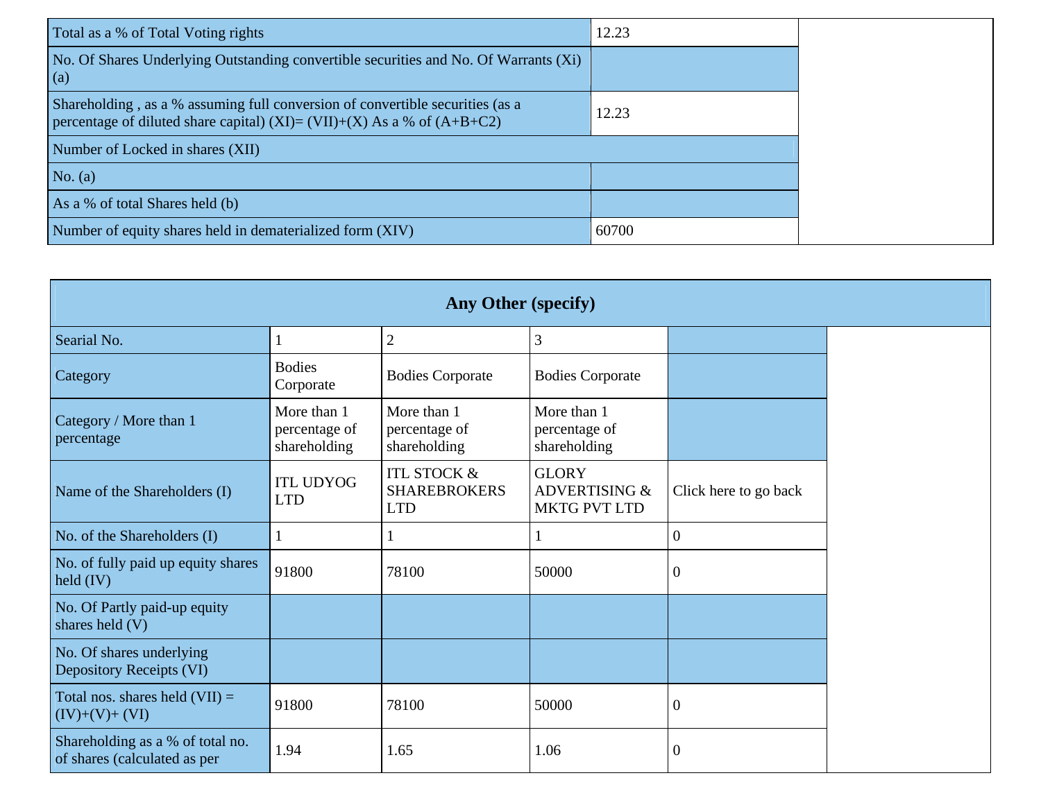| | |
|---|---|
| Total as a % of Total Voting rights | 12.23 |
| No. Of Shares Underlying Outstanding convertible securities and No. Of Warrants (Xi) (a) | |
| Shareholding , as a % assuming full conversion of convertible securities (as a percentage of diluted share capital) (XI)= (VII)+(X) As a % of (A+B+C2) | 12.23 |
| Number of Locked in shares (XII) | |
| No. (a) | |
| As a % of total Shares held (b) | |
| Number of equity shares held in dematerialized form (XIV) | 60700 |

## Any Other (specify)

| Searial No. | 1 | 2 | 3 | |
|---|---|---|---|---|
| Category | Bodies Corporate | Bodies Corporate | Bodies Corporate | |
| Category / More than 1 percentage | More than 1 percentage of shareholding | More than 1 percentage of shareholding | More than 1 percentage of shareholding | |
| Name of the Shareholders (I) | ITL UDYOG LTD | ITL STOCK & SHAREBROKERS LTD | GLORY ADVERTISING & MKTG PVT LTD | Click here to go back |
| No. of the Shareholders (I) | 1 | 1 | 1 | 0 |
| No. of fully paid up equity shares held (IV) | 91800 | 78100 | 50000 | 0 |
| No. Of Partly paid-up equity shares held (V) | | | | |
| No. Of shares underlying Depository Receipts (VI) | | | | |
| Total nos. shares held (VII) = (IV)+(V)+ (VI) | 91800 | 78100 | 50000 | 0 |
| Shareholding as a % of total no. of shares (calculated as per | 1.94 | 1.65 | 1.06 | 0 |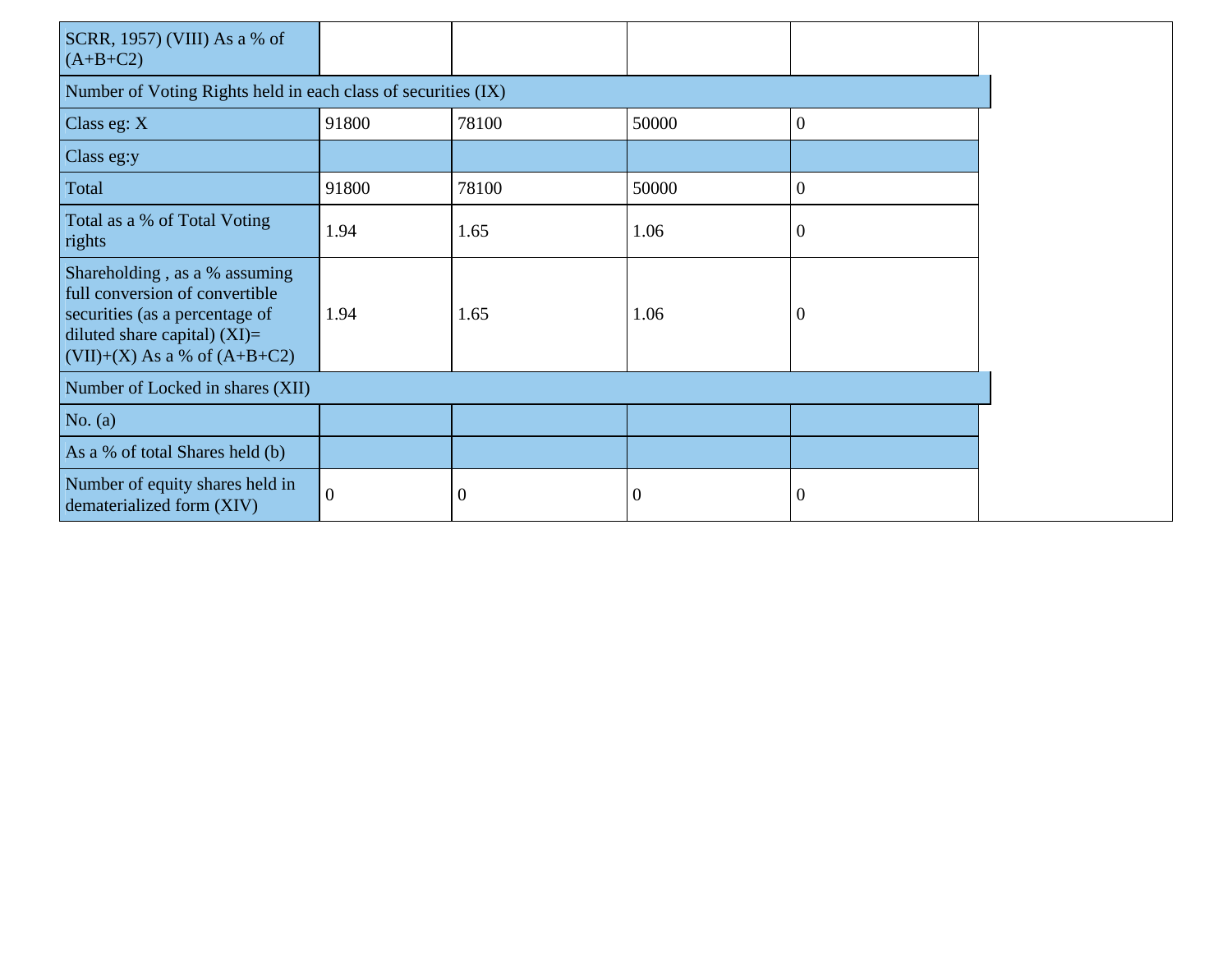| | | | | | |
|---|---|---|---|---|---|
| SCRR, 1957) (VIII) As a % of (A+B+C2) | | | | | |
| Number of Voting Rights held in each class of securities (IX) | | | | | |
| Class eg: X | 91800 | 78100 | 50000 | 0 | |
| Class eg:y | | | | | |
| Total | 91800 | 78100 | 50000 | 0 | |
| Total as a % of Total Voting rights | 1.94 | 1.65 | 1.06 | 0 | |
| Shareholding , as a % assuming full conversion of convertible securities (as a percentage of diluted share capital) (XI)= (VII)+(X) As a % of (A+B+C2) | 1.94 | 1.65 | 1.06 | 0 | |
| Number of Locked in shares (XII) | | | | | |
| No. (a) | | | | | |
| As a % of total Shares held (b) | | | | | |
| Number of equity shares held in dematerialized form (XIV) | 0 | 0 | 0 | 0 | |